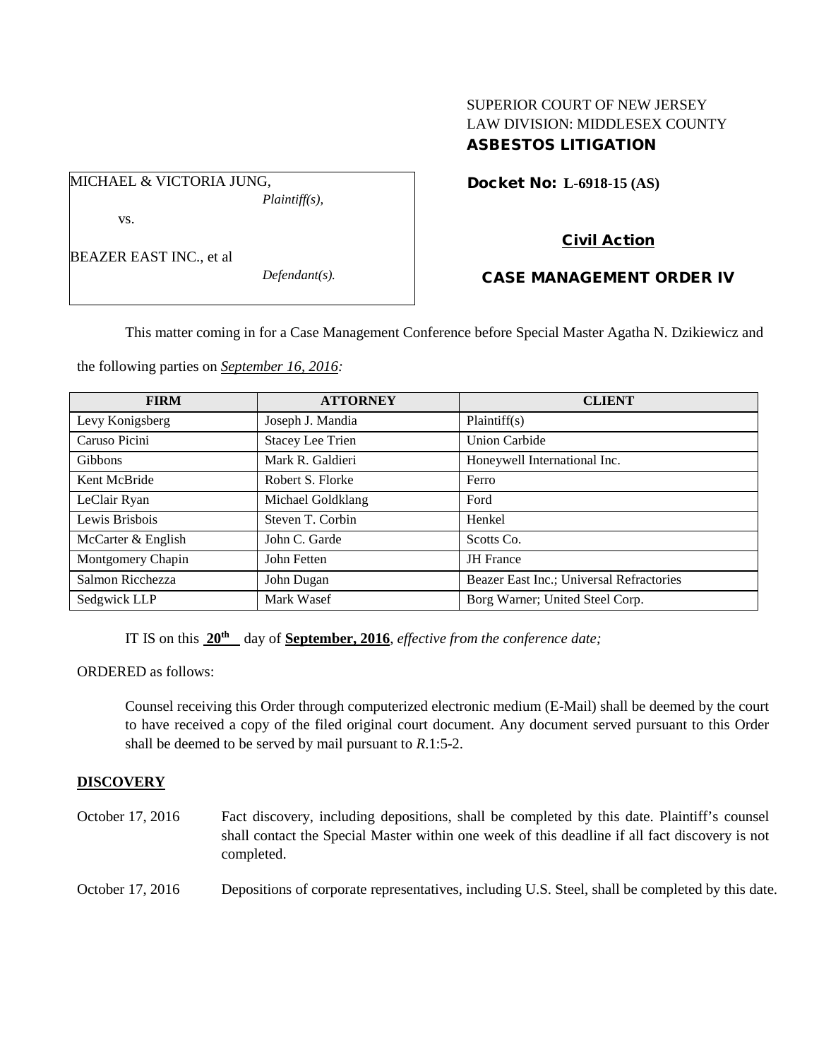SUPERIOR COURT OF NEW JERSEY
LAW DIVISION: MIDDLESEX COUNTY
**ASBESTOS LITIGATION**

MICHAEL & VICTORIA JUNG,
*Plaintiff(s),*

vs.

BEAZER EAST INC., et al
*Defendant(s).*

**Docket No: L-6918-15 (AS)**

**Civil Action**

**CASE MANAGEMENT ORDER IV**

This matter coming in for a Case Management Conference before Special Master Agatha N. Dzikiewicz and the following parties on ***September 16, 2016:***

| FIRM | ATTORNEY | CLIENT |
|---|---|---|
| Levy Konigsberg | Joseph J. Mandia | Plaintiff(s) |
| Caruso Picini | Stacey Lee Trien | Union Carbide |
| Gibbons | Mark R. Galdieri | Honeywell International Inc. |
| Kent McBride | Robert S. Florke | Ferro |
| LeClair Ryan | Michael Goldklang | Ford |
| Lewis Brisbois | Steven T. Corbin | Henkel |
| McCarter & English | John C. Garde | Scotts Co. |
| Montgomery Chapin | John Fetten | JH France |
| Salmon Ricchezza | John Dugan | Beazer East Inc.; Universal Refractories |
| Sedgwick LLP | Mark Wasef | Borg Warner; United Steel Corp. |

IT IS on this **20th** day of **September, 2016**, *effective from the conference date;*

ORDERED as follows:

Counsel receiving this Order through computerized electronic medium (E-Mail) shall be deemed by the court to have received a copy of the filed original court document. Any document served pursuant to this Order shall be deemed to be served by mail pursuant to *R*.1:5-2.

**DISCOVERY**

October 17, 2016 — Fact discovery, including depositions, shall be completed by this date. Plaintiff's counsel shall contact the Special Master within one week of this deadline if all fact discovery is not completed.

October 17, 2016 — Depositions of corporate representatives, including U.S. Steel, shall be completed by this date.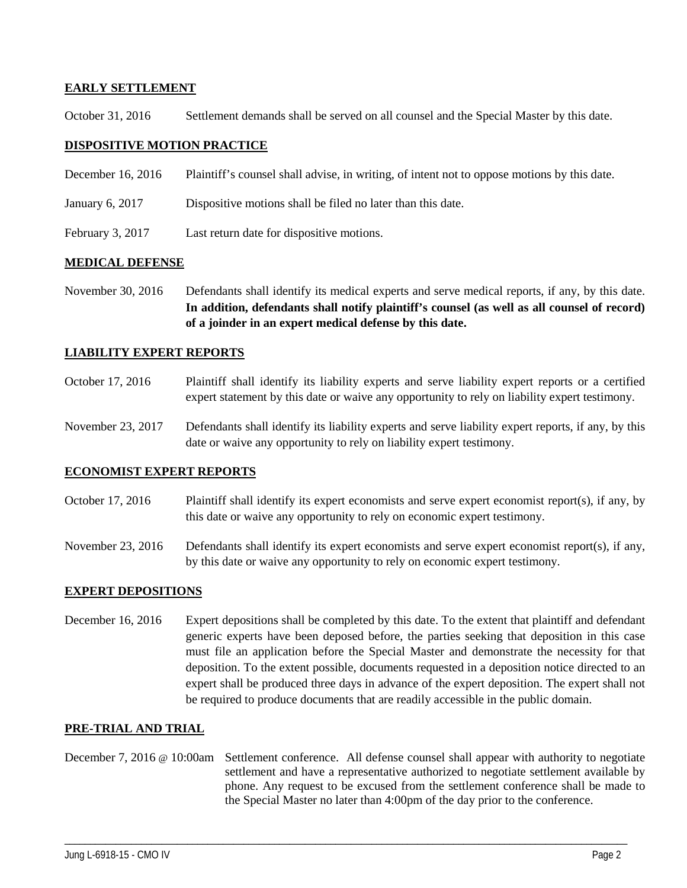**EARLY SETTLEMENT**

October 31, 2016 Settlement demands shall be served on all counsel and the Special Master by this date.

**DISPOSITIVE MOTION PRACTICE**

December 16, 2016 Plaintiff's counsel shall advise, in writing, of intent not to oppose motions by this date.

January 6, 2017 Dispositive motions shall be filed no later than this date.

February 3, 2017 Last return date for dispositive motions.

**MEDICAL DEFENSE**

November 30, 2016 Defendants shall identify its medical experts and serve medical reports, if any, by this date. **In addition, defendants shall notify plaintiff's counsel (as well as all counsel of record) of a joinder in an expert medical defense by this date.**

**LIABILITY EXPERT REPORTS**

October 17, 2016 Plaintiff shall identify its liability experts and serve liability expert reports or a certified expert statement by this date or waive any opportunity to rely on liability expert testimony.

November 23, 2017 Defendants shall identify its liability experts and serve liability expert reports, if any, by this date or waive any opportunity to rely on liability expert testimony.

**ECONOMIST EXPERT REPORTS**

October 17, 2016 Plaintiff shall identify its expert economists and serve expert economist report(s), if any, by this date or waive any opportunity to rely on economic expert testimony.

November 23, 2016 Defendants shall identify its expert economists and serve expert economist report(s), if any, by this date or waive any opportunity to rely on economic expert testimony.

**EXPERT DEPOSITIONS**

December 16, 2016 Expert depositions shall be completed by this date. To the extent that plaintiff and defendant generic experts have been deposed before, the parties seeking that deposition in this case must file an application before the Special Master and demonstrate the necessity for that deposition. To the extent possible, documents requested in a deposition notice directed to an expert shall be produced three days in advance of the expert deposition. The expert shall not be required to produce documents that are readily accessible in the public domain.

**PRE-TRIAL AND TRIAL**

December 7, 2016 @ 10:00am Settlement conference. All defense counsel shall appear with authority to negotiate settlement and have a representative authorized to negotiate settlement available by phone. Any request to be excused from the settlement conference shall be made to the Special Master no later than 4:00pm of the day prior to the conference.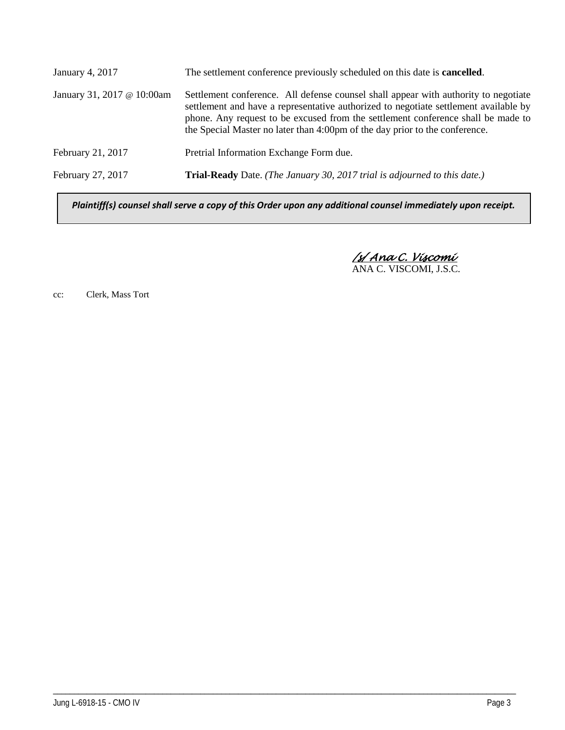| | |
|---|---|
| January 4, 2017 | The settlement conference previously scheduled on this date is **cancelled**. |
| January 31, 2017 @ 10:00am | Settlement conference. All defense counsel shall appear with authority to negotiate settlement and have a representative authorized to negotiate settlement available by phone. Any request to be excused from the settlement conference shall be made to the Special Master no later than 4:00pm of the day prior to the conference. |
| February 21, 2017 | Pretrial Information Exchange Form due. |
| February 27, 2017 | **Trial-Ready** Date. *(The January 30, 2017 trial is adjourned to this date.)* |

***Plaintiff(s) counsel shall serve a copy of this Order upon any additional counsel immediately upon receipt.***

*/s/ Ana C. Viscomi*
ANA C. VISCOMI, J.S.C.

cc: Clerk, Mass Tort